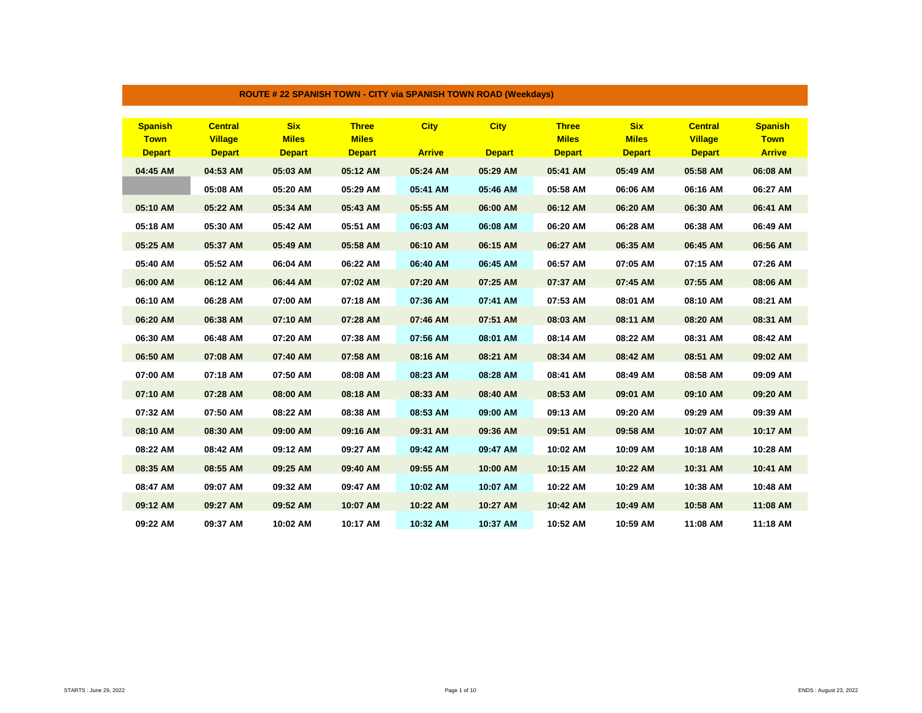## ROUTE # 22 SPANISH TOWN - CITY via SPANISH TOWN ROAD (Weekdays)

| Spanish Town Depart | Central Village Depart | Six Miles Depart | Three Miles Depart | City Arrive | City Depart | Three Miles Depart | Six Miles Depart | Central Village Depart | Spanish Town Arrive |
|---|---|---|---|---|---|---|---|---|---|
| 04:45 AM | 04:53 AM | 05:03 AM | 05:12 AM | 05:24 AM | 05:29 AM | 05:41 AM | 05:49 AM | 05:58 AM | 06:08 AM |
| | 05:08 AM | 05:20 AM | 05:29 AM | 05:41 AM | 05:46 AM | 05:58 AM | 06:06 AM | 06:16 AM | 06:27 AM |
| 05:10 AM | 05:22 AM | 05:34 AM | 05:43 AM | 05:55 AM | 06:00 AM | 06:12 AM | 06:20 AM | 06:30 AM | 06:41 AM |
| 05:18 AM | 05:30 AM | 05:42 AM | 05:51 AM | 06:03 AM | 06:08 AM | 06:20 AM | 06:28 AM | 06:38 AM | 06:49 AM |
| 05:25 AM | 05:37 AM | 05:49 AM | 05:58 AM | 06:10 AM | 06:15 AM | 06:27 AM | 06:35 AM | 06:45 AM | 06:56 AM |
| 05:40 AM | 05:52 AM | 06:04 AM | 06:22 AM | 06:40 AM | 06:45 AM | 06:57 AM | 07:05 AM | 07:15 AM | 07:26 AM |
| 06:00 AM | 06:12 AM | 06:44 AM | 07:02 AM | 07:20 AM | 07:25 AM | 07:37 AM | 07:45 AM | 07:55 AM | 08:06 AM |
| 06:10 AM | 06:28 AM | 07:00 AM | 07:18 AM | 07:36 AM | 07:41 AM | 07:53 AM | 08:01 AM | 08:10 AM | 08:21 AM |
| 06:20 AM | 06:38 AM | 07:10 AM | 07:28 AM | 07:46 AM | 07:51 AM | 08:03 AM | 08:11 AM | 08:20 AM | 08:31 AM |
| 06:30 AM | 06:48 AM | 07:20 AM | 07:38 AM | 07:56 AM | 08:01 AM | 08:14 AM | 08:22 AM | 08:31 AM | 08:42 AM |
| 06:50 AM | 07:08 AM | 07:40 AM | 07:58 AM | 08:16 AM | 08:21 AM | 08:34 AM | 08:42 AM | 08:51 AM | 09:02 AM |
| 07:00 AM | 07:18 AM | 07:50 AM | 08:08 AM | 08:23 AM | 08:28 AM | 08:41 AM | 08:49 AM | 08:58 AM | 09:09 AM |
| 07:10 AM | 07:28 AM | 08:00 AM | 08:18 AM | 08:33 AM | 08:40 AM | 08:53 AM | 09:01 AM | 09:10 AM | 09:20 AM |
| 07:32 AM | 07:50 AM | 08:22 AM | 08:38 AM | 08:53 AM | 09:00 AM | 09:13 AM | 09:20 AM | 09:29 AM | 09:39 AM |
| 08:10 AM | 08:30 AM | 09:00 AM | 09:16 AM | 09:31 AM | 09:36 AM | 09:51 AM | 09:58 AM | 10:07 AM | 10:17 AM |
| 08:22 AM | 08:42 AM | 09:12 AM | 09:27 AM | 09:42 AM | 09:47 AM | 10:02 AM | 10:09 AM | 10:18 AM | 10:28 AM |
| 08:35 AM | 08:55 AM | 09:25 AM | 09:40 AM | 09:55 AM | 10:00 AM | 10:15 AM | 10:22 AM | 10:31 AM | 10:41 AM |
| 08:47 AM | 09:07 AM | 09:32 AM | 09:47 AM | 10:02 AM | 10:07 AM | 10:22 AM | 10:29 AM | 10:38 AM | 10:48 AM |
| 09:12 AM | 09:27 AM | 09:52 AM | 10:07 AM | 10:22 AM | 10:27 AM | 10:42 AM | 10:49 AM | 10:58 AM | 11:08 AM |
| 09:22 AM | 09:37 AM | 10:02 AM | 10:17 AM | 10:32 AM | 10:37 AM | 10:52 AM | 10:59 AM | 11:08 AM | 11:18 AM |

STARTS : June 29, 2022

ENDS : August 23, 2022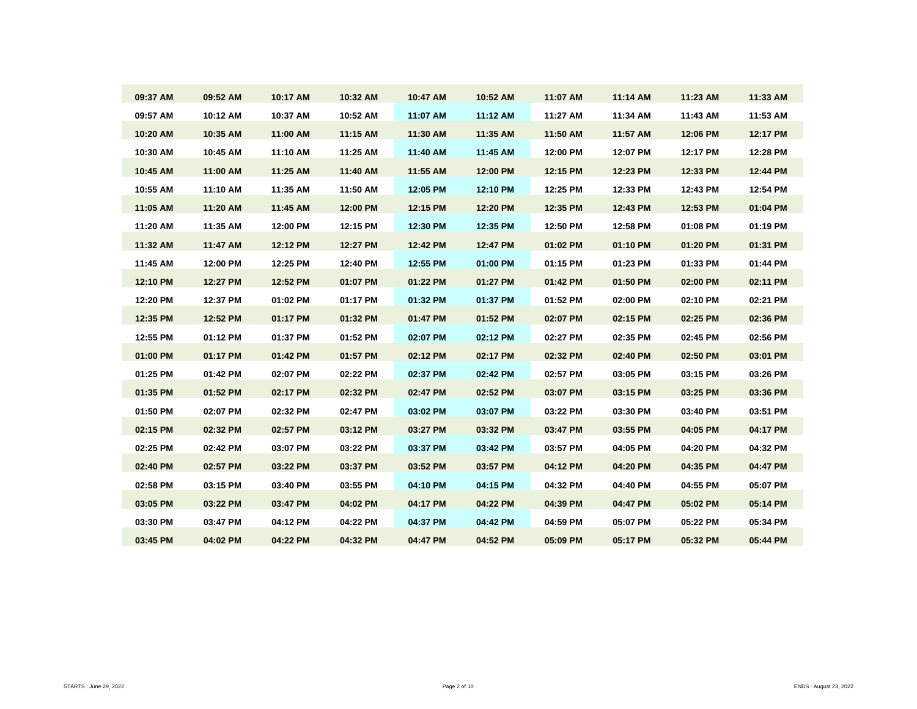| 09:37 AM | 09:52 AM | 10:17 AM | 10:32 AM | 10:47 AM | 10:52 AM | 11:07 AM | 11:14 AM | 11:23 AM | 11:33 AM |
|---|---|---|---|---|---|---|---|---|---|
| 09:57 AM | 10:12 AM | 10:37 AM | 10:52 AM | 11:07 AM | 11:12 AM | 11:27 AM | 11:34 AM | 11:43 AM | 11:53 AM |
| 10:20 AM | 10:35 AM | 11:00 AM | 11:15 AM | 11:30 AM | 11:35 AM | 11:50 AM | 11:57 AM | 12:06 PM | 12:17 PM |
| 10:30 AM | 10:45 AM | 11:10 AM | 11:25 AM | 11:40 AM | 11:45 AM | 12:00 PM | 12:07 PM | 12:17 PM | 12:28 PM |
| 10:45 AM | 11:00 AM | 11:25 AM | 11:40 AM | 11:55 AM | 12:00 PM | 12:15 PM | 12:23 PM | 12:33 PM | 12:44 PM |
| 10:55 AM | 11:10 AM | 11:35 AM | 11:50 AM | 12:05 PM | 12:10 PM | 12:25 PM | 12:33 PM | 12:43 PM | 12:54 PM |
| 11:05 AM | 11:20 AM | 11:45 AM | 12:00 PM | 12:15 PM | 12:20 PM | 12:35 PM | 12:43 PM | 12:53 PM | 01:04 PM |
| 11:20 AM | 11:35 AM | 12:00 PM | 12:15 PM | 12:30 PM | 12:35 PM | 12:50 PM | 12:58 PM | 01:08 PM | 01:19 PM |
| 11:32 AM | 11:47 AM | 12:12 PM | 12:27 PM | 12:42 PM | 12:47 PM | 01:02 PM | 01:10 PM | 01:20 PM | 01:31 PM |
| 11:45 AM | 12:00 PM | 12:25 PM | 12:40 PM | 12:55 PM | 01:00 PM | 01:15 PM | 01:23 PM | 01:33 PM | 01:44 PM |
| 12:10 PM | 12:27 PM | 12:52 PM | 01:07 PM | 01:22 PM | 01:27 PM | 01:42 PM | 01:50 PM | 02:00 PM | 02:11 PM |
| 12:20 PM | 12:37 PM | 01:02 PM | 01:17 PM | 01:32 PM | 01:37 PM | 01:52 PM | 02:00 PM | 02:10 PM | 02:21 PM |
| 12:35 PM | 12:52 PM | 01:17 PM | 01:32 PM | 01:47 PM | 01:52 PM | 02:07 PM | 02:15 PM | 02:25 PM | 02:36 PM |
| 12:55 PM | 01:12 PM | 01:37 PM | 01:52 PM | 02:07 PM | 02:12 PM | 02:27 PM | 02:35 PM | 02:45 PM | 02:56 PM |
| 01:00 PM | 01:17 PM | 01:42 PM | 01:57 PM | 02:12 PM | 02:17 PM | 02:32 PM | 02:40 PM | 02:50 PM | 03:01 PM |
| 01:25 PM | 01:42 PM | 02:07 PM | 02:22 PM | 02:37 PM | 02:42 PM | 02:57 PM | 03:05 PM | 03:15 PM | 03:26 PM |
| 01:35 PM | 01:52 PM | 02:17 PM | 02:32 PM | 02:47 PM | 02:52 PM | 03:07 PM | 03:15 PM | 03:25 PM | 03:36 PM |
| 01:50 PM | 02:07 PM | 02:32 PM | 02:47 PM | 03:02 PM | 03:07 PM | 03:22 PM | 03:30 PM | 03:40 PM | 03:51 PM |
| 02:15 PM | 02:32 PM | 02:57 PM | 03:12 PM | 03:27 PM | 03:32 PM | 03:47 PM | 03:55 PM | 04:05 PM | 04:17 PM |
| 02:25 PM | 02:42 PM | 03:07 PM | 03:22 PM | 03:37 PM | 03:42 PM | 03:57 PM | 04:05 PM | 04:20 PM | 04:32 PM |
| 02:40 PM | 02:57 PM | 03:22 PM | 03:37 PM | 03:52 PM | 03:57 PM | 04:12 PM | 04:20 PM | 04:35 PM | 04:47 PM |
| 02:58 PM | 03:15 PM | 03:40 PM | 03:55 PM | 04:10 PM | 04:15 PM | 04:32 PM | 04:40 PM | 04:55 PM | 05:07 PM |
| 03:05 PM | 03:22 PM | 03:47 PM | 04:02 PM | 04:17 PM | 04:22 PM | 04:39 PM | 04:47 PM | 05:02 PM | 05:14 PM |
| 03:30 PM | 03:47 PM | 04:12 PM | 04:22 PM | 04:37 PM | 04:42 PM | 04:59 PM | 05:07 PM | 05:22 PM | 05:34 PM |
| 03:45 PM | 04:02 PM | 04:22 PM | 04:32 PM | 04:47 PM | 04:52 PM | 05:09 PM | 05:17 PM | 05:32 PM | 05:44 PM |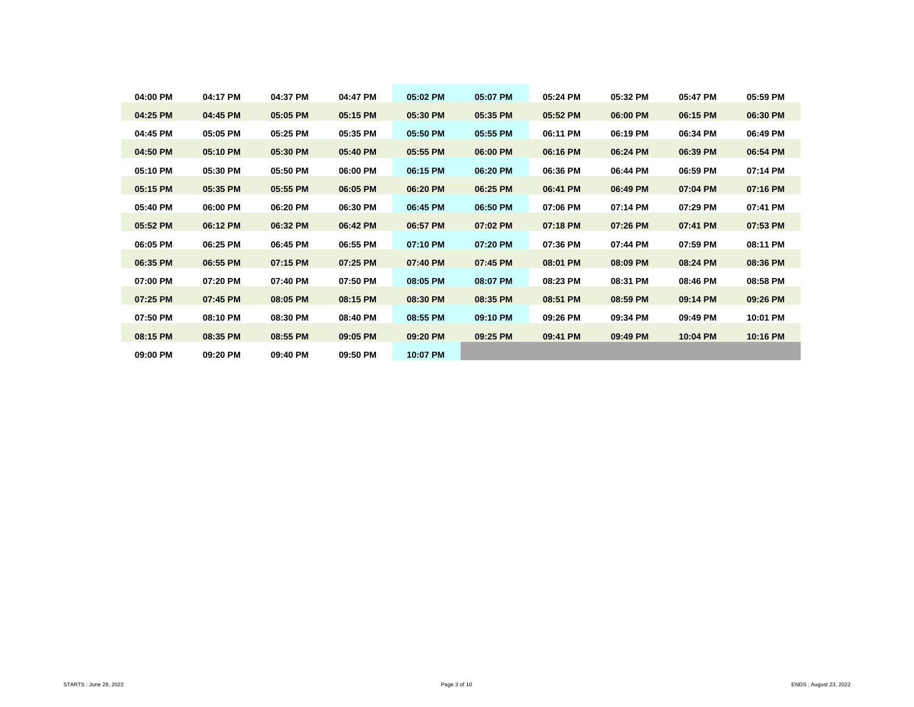| | | | | | | | | | |
|---|---|---|---|---|---|---|---|---|---|
| **04:00 PM** | **04:17 PM** | **04:37 PM** | **04:47 PM** | **05:02 PM** | **05:07 PM** | **05:24 PM** | **05:32 PM** | **05:47 PM** | **05:59 PM** |
| **04:25 PM** | **04:45 PM** | **05:05 PM** | **05:15 PM** | **05:30 PM** | **05:35 PM** | **05:52 PM** | **06:00 PM** | **06:15 PM** | **06:30 PM** |
| **04:45 PM** | **05:05 PM** | **05:25 PM** | **05:35 PM** | **05:50 PM** | **05:55 PM** | **06:11 PM** | **06:19 PM** | **06:34 PM** | **06:49 PM** |
| **04:50 PM** | **05:10 PM** | **05:30 PM** | **05:40 PM** | **05:55 PM** | **06:00 PM** | **06:16 PM** | **06:24 PM** | **06:39 PM** | **06:54 PM** |
| **05:10 PM** | **05:30 PM** | **05:50 PM** | **06:00 PM** | **06:15 PM** | **06:20 PM** | **06:36 PM** | **06:44 PM** | **06:59 PM** | **07:14 PM** |
| **05:15 PM** | **05:35 PM** | **05:55 PM** | **06:05 PM** | **06:20 PM** | **06:25 PM** | **06:41 PM** | **06:49 PM** | **07:04 PM** | **07:16 PM** |
| **05:40 PM** | **06:00 PM** | **06:20 PM** | **06:30 PM** | **06:45 PM** | **06:50 PM** | **07:06 PM** | **07:14 PM** | **07:29 PM** | **07:41 PM** |
| **05:52 PM** | **06:12 PM** | **06:32 PM** | **06:42 PM** | **06:57 PM** | **07:02 PM** | **07:18 PM** | **07:26 PM** | **07:41 PM** | **07:53 PM** |
| **06:05 PM** | **06:25 PM** | **06:45 PM** | **06:55 PM** | **07:10 PM** | **07:20 PM** | **07:36 PM** | **07:44 PM** | **07:59 PM** | **08:11 PM** |
| **06:35 PM** | **06:55 PM** | **07:15 PM** | **07:25 PM** | **07:40 PM** | **07:45 PM** | **08:01 PM** | **08:09 PM** | **08:24 PM** | **08:36 PM** |
| **07:00 PM** | **07:20 PM** | **07:40 PM** | **07:50 PM** | **08:05 PM** | **08:07 PM** | **08:23 PM** | **08:31 PM** | **08:46 PM** | **08:58 PM** |
| **07:25 PM** | **07:45 PM** | **08:05 PM** | **08:15 PM** | **08:30 PM** | **08:35 PM** | **08:51 PM** | **08:59 PM** | **09:14 PM** | **09:26 PM** |
| **07:50 PM** | **08:10 PM** | **08:30 PM** | **08:40 PM** | **08:55 PM** | **09:10 PM** | **09:26 PM** | **09:34 PM** | **09:49 PM** | **10:01 PM** |
| **08:15 PM** | **08:35 PM** | **08:55 PM** | **09:05 PM** | **09:20 PM** | **09:25 PM** | **09:41 PM** | **09:49 PM** | **10:04 PM** | **10:16 PM** |
| **09:00 PM** | **09:20 PM** | **09:40 PM** | **09:50 PM** | **10:07 PM** | | | | | |

STARTS : June 29, 2022

ENDS : August 23, 2022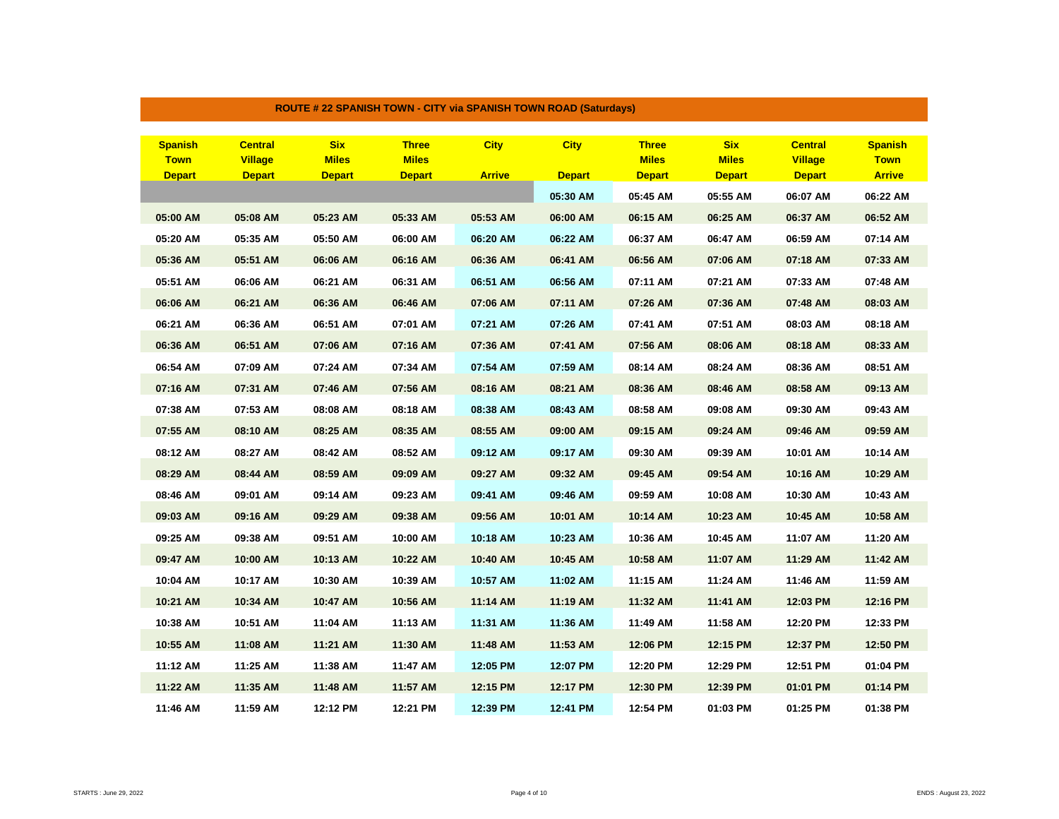## ROUTE # 22 SPANISH TOWN - CITY via SPANISH TOWN ROAD (Saturdays)

| Spanish Town Depart | Central Village Depart | Six Miles Depart | Three Miles Depart | City Arrive | City Depart | Three Miles Depart | Six Miles Depart | Central Village Depart | Spanish Town Arrive |
|---|---|---|---|---|---|---|---|---|---|
| | | | | | 05:30 AM | 05:45 AM | 05:55 AM | 06:07 AM | 06:22 AM |
| 05:00 AM | 05:08 AM | 05:23 AM | 05:33 AM | 05:53 AM | 06:00 AM | 06:15 AM | 06:25 AM | 06:37 AM | 06:52 AM |
| 05:20 AM | 05:35 AM | 05:50 AM | 06:00 AM | 06:20 AM | 06:22 AM | 06:37 AM | 06:47 AM | 06:59 AM | 07:14 AM |
| 05:36 AM | 05:51 AM | 06:06 AM | 06:16 AM | 06:36 AM | 06:41 AM | 06:56 AM | 07:06 AM | 07:18 AM | 07:33 AM |
| 05:51 AM | 06:06 AM | 06:21 AM | 06:31 AM | 06:51 AM | 06:56 AM | 07:11 AM | 07:21 AM | 07:33 AM | 07:48 AM |
| 06:06 AM | 06:21 AM | 06:36 AM | 06:46 AM | 07:06 AM | 07:11 AM | 07:26 AM | 07:36 AM | 07:48 AM | 08:03 AM |
| 06:21 AM | 06:36 AM | 06:51 AM | 07:01 AM | 07:21 AM | 07:26 AM | 07:41 AM | 07:51 AM | 08:03 AM | 08:18 AM |
| 06:36 AM | 06:51 AM | 07:06 AM | 07:16 AM | 07:36 AM | 07:41 AM | 07:56 AM | 08:06 AM | 08:18 AM | 08:33 AM |
| 06:54 AM | 07:09 AM | 07:24 AM | 07:34 AM | 07:54 AM | 07:59 AM | 08:14 AM | 08:24 AM | 08:36 AM | 08:51 AM |
| 07:16 AM | 07:31 AM | 07:46 AM | 07:56 AM | 08:16 AM | 08:21 AM | 08:36 AM | 08:46 AM | 08:58 AM | 09:13 AM |
| 07:38 AM | 07:53 AM | 08:08 AM | 08:18 AM | 08:38 AM | 08:43 AM | 08:58 AM | 09:08 AM | 09:30 AM | 09:43 AM |
| 07:55 AM | 08:10 AM | 08:25 AM | 08:35 AM | 08:55 AM | 09:00 AM | 09:15 AM | 09:24 AM | 09:46 AM | 09:59 AM |
| 08:12 AM | 08:27 AM | 08:42 AM | 08:52 AM | 09:12 AM | 09:17 AM | 09:30 AM | 09:39 AM | 10:01 AM | 10:14 AM |
| 08:29 AM | 08:44 AM | 08:59 AM | 09:09 AM | 09:27 AM | 09:32 AM | 09:45 AM | 09:54 AM | 10:16 AM | 10:29 AM |
| 08:46 AM | 09:01 AM | 09:14 AM | 09:23 AM | 09:41 AM | 09:46 AM | 09:59 AM | 10:08 AM | 10:30 AM | 10:43 AM |
| 09:03 AM | 09:16 AM | 09:29 AM | 09:38 AM | 09:56 AM | 10:01 AM | 10:14 AM | 10:23 AM | 10:45 AM | 10:58 AM |
| 09:25 AM | 09:38 AM | 09:51 AM | 10:00 AM | 10:18 AM | 10:23 AM | 10:36 AM | 10:45 AM | 11:07 AM | 11:20 AM |
| 09:47 AM | 10:00 AM | 10:13 AM | 10:22 AM | 10:40 AM | 10:45 AM | 10:58 AM | 11:07 AM | 11:29 AM | 11:42 AM |
| 10:04 AM | 10:17 AM | 10:30 AM | 10:39 AM | 10:57 AM | 11:02 AM | 11:15 AM | 11:24 AM | 11:46 AM | 11:59 AM |
| 10:21 AM | 10:34 AM | 10:47 AM | 10:56 AM | 11:14 AM | 11:19 AM | 11:32 AM | 11:41 AM | 12:03 PM | 12:16 PM |
| 10:38 AM | 10:51 AM | 11:04 AM | 11:13 AM | 11:31 AM | 11:36 AM | 11:49 AM | 11:58 AM | 12:20 PM | 12:33 PM |
| 10:55 AM | 11:08 AM | 11:21 AM | 11:30 AM | 11:48 AM | 11:53 AM | 12:06 PM | 12:15 PM | 12:37 PM | 12:50 PM |
| 11:12 AM | 11:25 AM | 11:38 AM | 11:47 AM | 12:05 PM | 12:07 PM | 12:20 PM | 12:29 PM | 12:51 PM | 01:04 PM |
| 11:22 AM | 11:35 AM | 11:48 AM | 11:57 AM | 12:15 PM | 12:17 PM | 12:30 PM | 12:39 PM | 01:01 PM | 01:14 PM |
| 11:46 AM | 11:59 AM | 12:12 PM | 12:21 PM | 12:39 PM | 12:41 PM | 12:54 PM | 01:03 PM | 01:25 PM | 01:38 PM |

STARTS : June 29, 2022

ENDS : August 23, 2022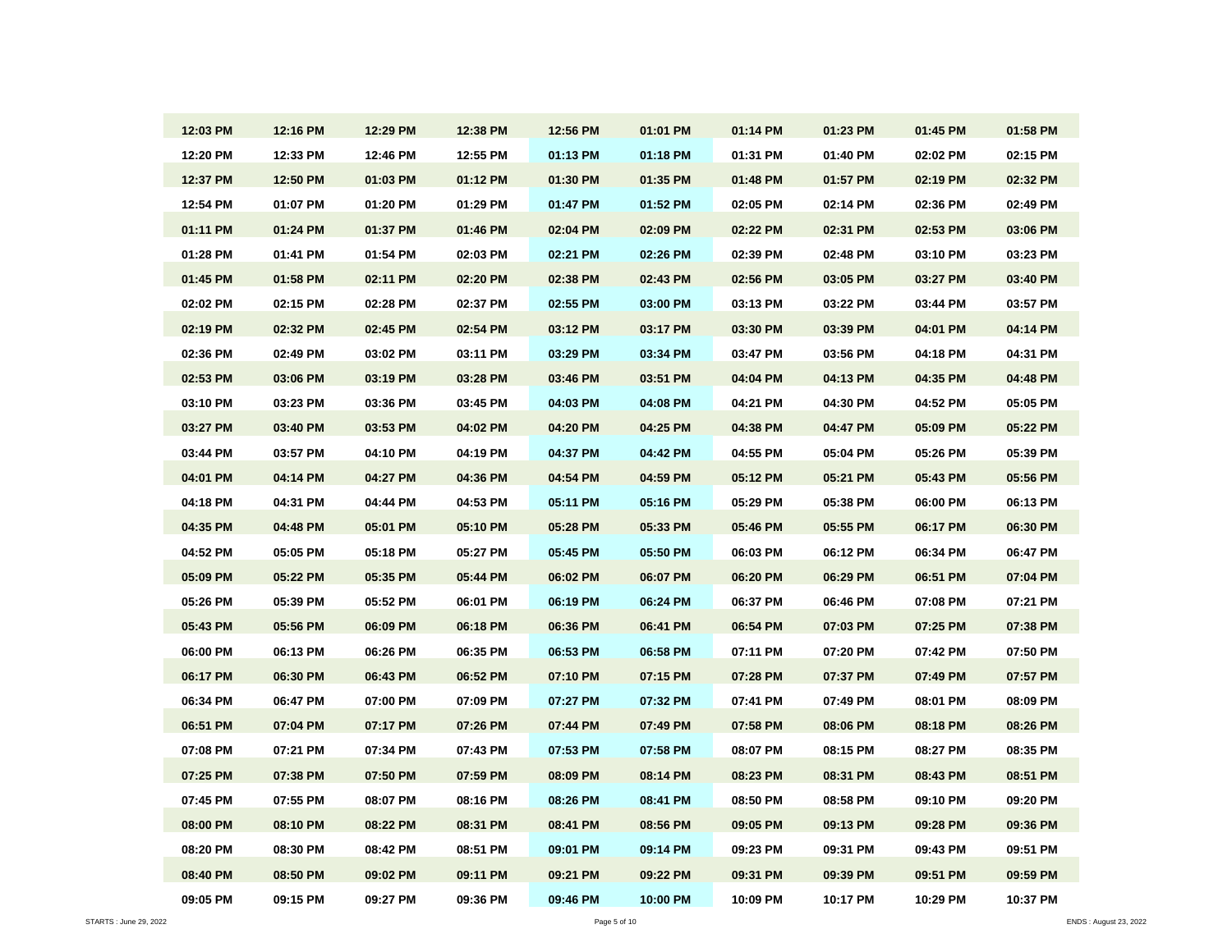| | | | | | | | | | |
|---|---|---|---|---|---|---|---|---|---|
| 12:03 PM | 12:16 PM | 12:29 PM | 12:38 PM | 12:56 PM | 01:01 PM | 01:14 PM | 01:23 PM | 01:45 PM | 01:58 PM |
| 12:20 PM | 12:33 PM | 12:46 PM | 12:55 PM | 01:13 PM | 01:18 PM | 01:31 PM | 01:40 PM | 02:02 PM | 02:15 PM |
| 12:37 PM | 12:50 PM | 01:03 PM | 01:12 PM | 01:30 PM | 01:35 PM | 01:48 PM | 01:57 PM | 02:19 PM | 02:32 PM |
| 12:54 PM | 01:07 PM | 01:20 PM | 01:29 PM | 01:47 PM | 01:52 PM | 02:05 PM | 02:14 PM | 02:36 PM | 02:49 PM |
| 01:11 PM | 01:24 PM | 01:37 PM | 01:46 PM | 02:04 PM | 02:09 PM | 02:22 PM | 02:31 PM | 02:53 PM | 03:06 PM |
| 01:28 PM | 01:41 PM | 01:54 PM | 02:03 PM | 02:21 PM | 02:26 PM | 02:39 PM | 02:48 PM | 03:10 PM | 03:23 PM |
| 01:45 PM | 01:58 PM | 02:11 PM | 02:20 PM | 02:38 PM | 02:43 PM | 02:56 PM | 03:05 PM | 03:27 PM | 03:40 PM |
| 02:02 PM | 02:15 PM | 02:28 PM | 02:37 PM | 02:55 PM | 03:00 PM | 03:13 PM | 03:22 PM | 03:44 PM | 03:57 PM |
| 02:19 PM | 02:32 PM | 02:45 PM | 02:54 PM | 03:12 PM | 03:17 PM | 03:30 PM | 03:39 PM | 04:01 PM | 04:14 PM |
| 02:36 PM | 02:49 PM | 03:02 PM | 03:11 PM | 03:29 PM | 03:34 PM | 03:47 PM | 03:56 PM | 04:18 PM | 04:31 PM |
| 02:53 PM | 03:06 PM | 03:19 PM | 03:28 PM | 03:46 PM | 03:51 PM | 04:04 PM | 04:13 PM | 04:35 PM | 04:48 PM |
| 03:10 PM | 03:23 PM | 03:36 PM | 03:45 PM | 04:03 PM | 04:08 PM | 04:21 PM | 04:30 PM | 04:52 PM | 05:05 PM |
| 03:27 PM | 03:40 PM | 03:53 PM | 04:02 PM | 04:20 PM | 04:25 PM | 04:38 PM | 04:47 PM | 05:09 PM | 05:22 PM |
| 03:44 PM | 03:57 PM | 04:10 PM | 04:19 PM | 04:37 PM | 04:42 PM | 04:55 PM | 05:04 PM | 05:26 PM | 05:39 PM |
| 04:01 PM | 04:14 PM | 04:27 PM | 04:36 PM | 04:54 PM | 04:59 PM | 05:12 PM | 05:21 PM | 05:43 PM | 05:56 PM |
| 04:18 PM | 04:31 PM | 04:44 PM | 04:53 PM | 05:11 PM | 05:16 PM | 05:29 PM | 05:38 PM | 06:00 PM | 06:13 PM |
| 04:35 PM | 04:48 PM | 05:01 PM | 05:10 PM | 05:28 PM | 05:33 PM | 05:46 PM | 05:55 PM | 06:17 PM | 06:30 PM |
| 04:52 PM | 05:05 PM | 05:18 PM | 05:27 PM | 05:45 PM | 05:50 PM | 06:03 PM | 06:12 PM | 06:34 PM | 06:47 PM |
| 05:09 PM | 05:22 PM | 05:35 PM | 05:44 PM | 06:02 PM | 06:07 PM | 06:20 PM | 06:29 PM | 06:51 PM | 07:04 PM |
| 05:26 PM | 05:39 PM | 05:52 PM | 06:01 PM | 06:19 PM | 06:24 PM | 06:37 PM | 06:46 PM | 07:08 PM | 07:21 PM |
| 05:43 PM | 05:56 PM | 06:09 PM | 06:18 PM | 06:36 PM | 06:41 PM | 06:54 PM | 07:03 PM | 07:25 PM | 07:38 PM |
| 06:00 PM | 06:13 PM | 06:26 PM | 06:35 PM | 06:53 PM | 06:58 PM | 07:11 PM | 07:20 PM | 07:42 PM | 07:50 PM |
| 06:17 PM | 06:30 PM | 06:43 PM | 06:52 PM | 07:10 PM | 07:15 PM | 07:28 PM | 07:37 PM | 07:49 PM | 07:57 PM |
| 06:34 PM | 06:47 PM | 07:00 PM | 07:09 PM | 07:27 PM | 07:32 PM | 07:41 PM | 07:49 PM | 08:01 PM | 08:09 PM |
| 06:51 PM | 07:04 PM | 07:17 PM | 07:26 PM | 07:44 PM | 07:49 PM | 07:58 PM | 08:06 PM | 08:18 PM | 08:26 PM |
| 07:08 PM | 07:21 PM | 07:34 PM | 07:43 PM | 07:53 PM | 07:58 PM | 08:07 PM | 08:15 PM | 08:27 PM | 08:35 PM |
| 07:25 PM | 07:38 PM | 07:50 PM | 07:59 PM | 08:09 PM | 08:14 PM | 08:23 PM | 08:31 PM | 08:43 PM | 08:51 PM |
| 07:45 PM | 07:55 PM | 08:07 PM | 08:16 PM | 08:26 PM | 08:41 PM | 08:50 PM | 08:58 PM | 09:10 PM | 09:20 PM |
| 08:00 PM | 08:10 PM | 08:22 PM | 08:31 PM | 08:41 PM | 08:56 PM | 09:05 PM | 09:13 PM | 09:28 PM | 09:36 PM |
| 08:20 PM | 08:30 PM | 08:42 PM | 08:51 PM | 09:01 PM | 09:14 PM | 09:23 PM | 09:31 PM | 09:43 PM | 09:51 PM |
| 08:40 PM | 08:50 PM | 09:02 PM | 09:11 PM | 09:21 PM | 09:22 PM | 09:31 PM | 09:39 PM | 09:51 PM | 09:59 PM |
| 09:05 PM | 09:15 PM | 09:27 PM | 09:36 PM | 09:46 PM | 10:00 PM | 10:09 PM | 10:17 PM | 10:29 PM | 10:37 PM |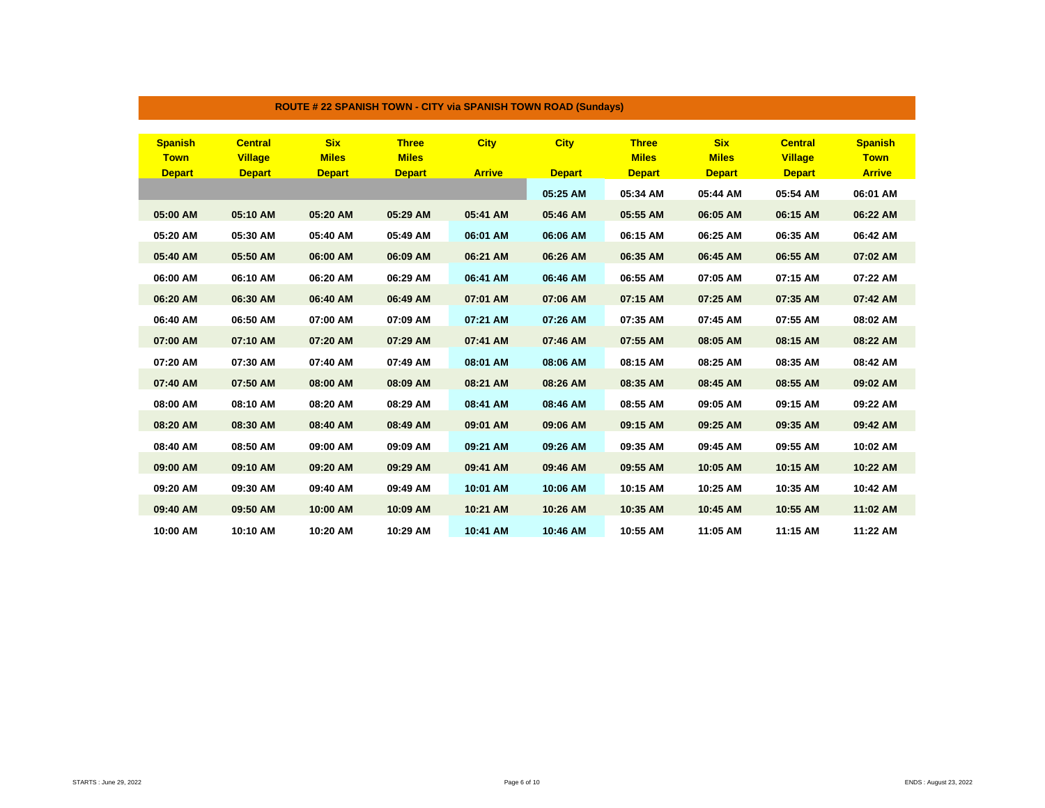## ROUTE # 22 SPANISH TOWN - CITY via SPANISH TOWN ROAD (Sundays)

| Spanish Town Depart | Central Village Depart | Six Miles Depart | Three Miles Depart | City Arrive | City Depart | Three Miles Depart | Six Miles Depart | Central Village Depart | Spanish Town Arrive |
|---|---|---|---|---|---|---|---|---|---|
| | | | | | 05:25 AM | 05:34 AM | 05:44 AM | 05:54 AM | 06:01 AM |
| 05:00 AM | 05:10 AM | 05:20 AM | 05:29 AM | 05:41 AM | 05:46 AM | 05:55 AM | 06:05 AM | 06:15 AM | 06:22 AM |
| 05:20 AM | 05:30 AM | 05:40 AM | 05:49 AM | 06:01 AM | 06:06 AM | 06:15 AM | 06:25 AM | 06:35 AM | 06:42 AM |
| 05:40 AM | 05:50 AM | 06:00 AM | 06:09 AM | 06:21 AM | 06:26 AM | 06:35 AM | 06:45 AM | 06:55 AM | 07:02 AM |
| 06:00 AM | 06:10 AM | 06:20 AM | 06:29 AM | 06:41 AM | 06:46 AM | 06:55 AM | 07:05 AM | 07:15 AM | 07:22 AM |
| 06:20 AM | 06:30 AM | 06:40 AM | 06:49 AM | 07:01 AM | 07:06 AM | 07:15 AM | 07:25 AM | 07:35 AM | 07:42 AM |
| 06:40 AM | 06:50 AM | 07:00 AM | 07:09 AM | 07:21 AM | 07:26 AM | 07:35 AM | 07:45 AM | 07:55 AM | 08:02 AM |
| 07:00 AM | 07:10 AM | 07:20 AM | 07:29 AM | 07:41 AM | 07:46 AM | 07:55 AM | 08:05 AM | 08:15 AM | 08:22 AM |
| 07:20 AM | 07:30 AM | 07:40 AM | 07:49 AM | 08:01 AM | 08:06 AM | 08:15 AM | 08:25 AM | 08:35 AM | 08:42 AM |
| 07:40 AM | 07:50 AM | 08:00 AM | 08:09 AM | 08:21 AM | 08:26 AM | 08:35 AM | 08:45 AM | 08:55 AM | 09:02 AM |
| 08:00 AM | 08:10 AM | 08:20 AM | 08:29 AM | 08:41 AM | 08:46 AM | 08:55 AM | 09:05 AM | 09:15 AM | 09:22 AM |
| 08:20 AM | 08:30 AM | 08:40 AM | 08:49 AM | 09:01 AM | 09:06 AM | 09:15 AM | 09:25 AM | 09:35 AM | 09:42 AM |
| 08:40 AM | 08:50 AM | 09:00 AM | 09:09 AM | 09:21 AM | 09:26 AM | 09:35 AM | 09:45 AM | 09:55 AM | 10:02 AM |
| 09:00 AM | 09:10 AM | 09:20 AM | 09:29 AM | 09:41 AM | 09:46 AM | 09:55 AM | 10:05 AM | 10:15 AM | 10:22 AM |
| 09:20 AM | 09:30 AM | 09:40 AM | 09:49 AM | 10:01 AM | 10:06 AM | 10:15 AM | 10:25 AM | 10:35 AM | 10:42 AM |
| 09:40 AM | 09:50 AM | 10:00 AM | 10:09 AM | 10:21 AM | 10:26 AM | 10:35 AM | 10:45 AM | 10:55 AM | 11:02 AM |
| 10:00 AM | 10:10 AM | 10:20 AM | 10:29 AM | 10:41 AM | 10:46 AM | 10:55 AM | 11:05 AM | 11:15 AM | 11:22 AM |

STARTS : June 29, 2022

ENDS : August 23, 2022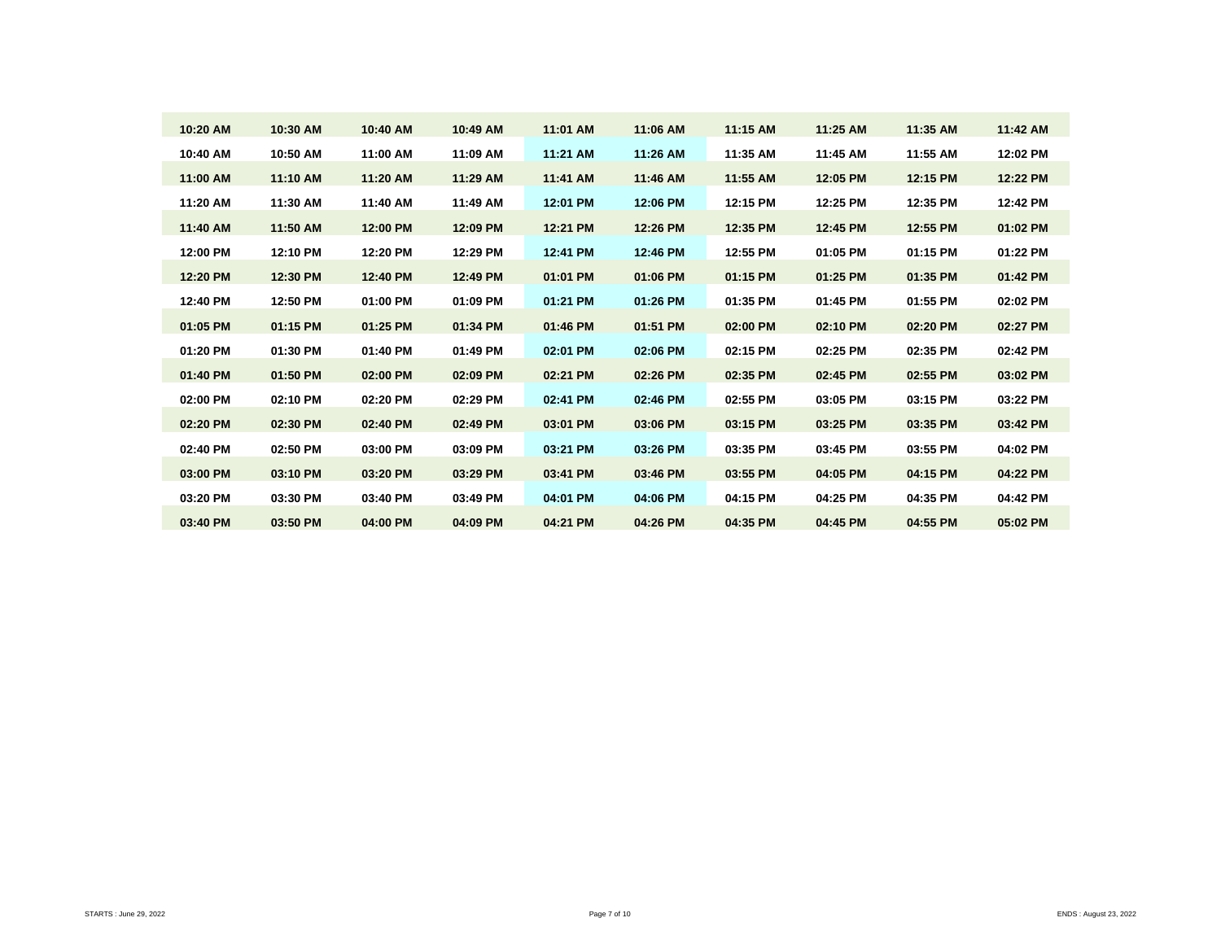| 10:20 AM | 10:30 AM | 10:40 AM | 10:49 AM | 11:01 AM | 11:06 AM | 11:15 AM | 11:25 AM | 11:35 AM | 11:42 AM |
|---|---|---|---|---|---|---|---|---|---|
| 10:40 AM | 10:50 AM | 11:00 AM | 11:09 AM | 11:21 AM | 11:26 AM | 11:35 AM | 11:45 AM | 11:55 AM | 12:02 PM |
| 11:00 AM | 11:10 AM | 11:20 AM | 11:29 AM | 11:41 AM | 11:46 AM | 11:55 AM | 12:05 PM | 12:15 PM | 12:22 PM |
| 11:20 AM | 11:30 AM | 11:40 AM | 11:49 AM | 12:01 PM | 12:06 PM | 12:15 PM | 12:25 PM | 12:35 PM | 12:42 PM |
| 11:40 AM | 11:50 AM | 12:00 PM | 12:09 PM | 12:21 PM | 12:26 PM | 12:35 PM | 12:45 PM | 12:55 PM | 01:02 PM |
| 12:00 PM | 12:10 PM | 12:20 PM | 12:29 PM | 12:41 PM | 12:46 PM | 12:55 PM | 01:05 PM | 01:15 PM | 01:22 PM |
| 12:20 PM | 12:30 PM | 12:40 PM | 12:49 PM | 01:01 PM | 01:06 PM | 01:15 PM | 01:25 PM | 01:35 PM | 01:42 PM |
| 12:40 PM | 12:50 PM | 01:00 PM | 01:09 PM | 01:21 PM | 01:26 PM | 01:35 PM | 01:45 PM | 01:55 PM | 02:02 PM |
| 01:05 PM | 01:15 PM | 01:25 PM | 01:34 PM | 01:46 PM | 01:51 PM | 02:00 PM | 02:10 PM | 02:20 PM | 02:27 PM |
| 01:20 PM | 01:30 PM | 01:40 PM | 01:49 PM | 02:01 PM | 02:06 PM | 02:15 PM | 02:25 PM | 02:35 PM | 02:42 PM |
| 01:40 PM | 01:50 PM | 02:00 PM | 02:09 PM | 02:21 PM | 02:26 PM | 02:35 PM | 02:45 PM | 02:55 PM | 03:02 PM |
| 02:00 PM | 02:10 PM | 02:20 PM | 02:29 PM | 02:41 PM | 02:46 PM | 02:55 PM | 03:05 PM | 03:15 PM | 03:22 PM |
| 02:20 PM | 02:30 PM | 02:40 PM | 02:49 PM | 03:01 PM | 03:06 PM | 03:15 PM | 03:25 PM | 03:35 PM | 03:42 PM |
| 02:40 PM | 02:50 PM | 03:00 PM | 03:09 PM | 03:21 PM | 03:26 PM | 03:35 PM | 03:45 PM | 03:55 PM | 04:02 PM |
| 03:00 PM | 03:10 PM | 03:20 PM | 03:29 PM | 03:41 PM | 03:46 PM | 03:55 PM | 04:05 PM | 04:15 PM | 04:22 PM |
| 03:20 PM | 03:30 PM | 03:40 PM | 03:49 PM | 04:01 PM | 04:06 PM | 04:15 PM | 04:25 PM | 04:35 PM | 04:42 PM |
| 03:40 PM | 03:50 PM | 04:00 PM | 04:09 PM | 04:21 PM | 04:26 PM | 04:35 PM | 04:45 PM | 04:55 PM | 05:02 PM |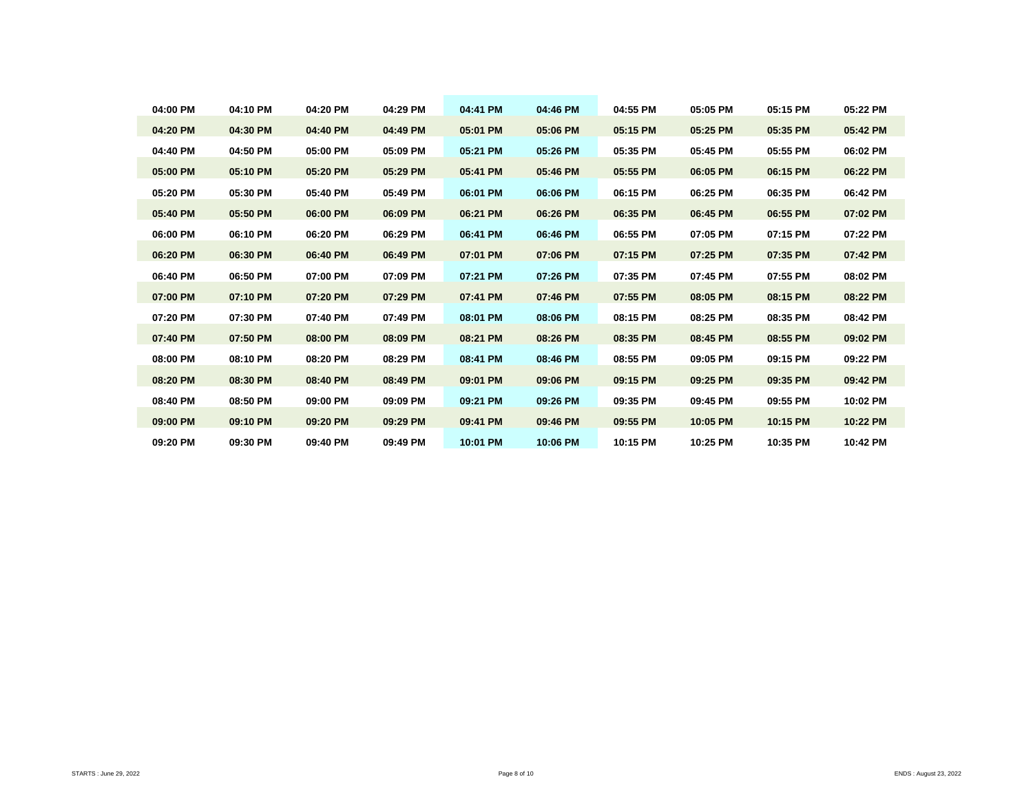| | | | | | | | | | |
|---|---|---|---|---|---|---|---|---|---|
| **04:00 PM** | **04:10 PM** | **04:20 PM** | **04:29 PM** | **04:41 PM** | **04:46 PM** | **04:55 PM** | **05:05 PM** | **05:15 PM** | **05:22 PM** |
| **04:20 PM** | **04:30 PM** | **04:40 PM** | **04:49 PM** | **05:01 PM** | **05:06 PM** | **05:15 PM** | **05:25 PM** | **05:35 PM** | **05:42 PM** |
| **04:40 PM** | **04:50 PM** | **05:00 PM** | **05:09 PM** | **05:21 PM** | **05:26 PM** | **05:35 PM** | **05:45 PM** | **05:55 PM** | **06:02 PM** |
| **05:00 PM** | **05:10 PM** | **05:20 PM** | **05:29 PM** | **05:41 PM** | **05:46 PM** | **05:55 PM** | **06:05 PM** | **06:15 PM** | **06:22 PM** |
| **05:20 PM** | **05:30 PM** | **05:40 PM** | **05:49 PM** | **06:01 PM** | **06:06 PM** | **06:15 PM** | **06:25 PM** | **06:35 PM** | **06:42 PM** |
| **05:40 PM** | **05:50 PM** | **06:00 PM** | **06:09 PM** | **06:21 PM** | **06:26 PM** | **06:35 PM** | **06:45 PM** | **06:55 PM** | **07:02 PM** |
| **06:00 PM** | **06:10 PM** | **06:20 PM** | **06:29 PM** | **06:41 PM** | **06:46 PM** | **06:55 PM** | **07:05 PM** | **07:15 PM** | **07:22 PM** |
| **06:20 PM** | **06:30 PM** | **06:40 PM** | **06:49 PM** | **07:01 PM** | **07:06 PM** | **07:15 PM** | **07:25 PM** | **07:35 PM** | **07:42 PM** |
| **06:40 PM** | **06:50 PM** | **07:00 PM** | **07:09 PM** | **07:21 PM** | **07:26 PM** | **07:35 PM** | **07:45 PM** | **07:55 PM** | **08:02 PM** |
| **07:00 PM** | **07:10 PM** | **07:20 PM** | **07:29 PM** | **07:41 PM** | **07:46 PM** | **07:55 PM** | **08:05 PM** | **08:15 PM** | **08:22 PM** |
| **07:20 PM** | **07:30 PM** | **07:40 PM** | **07:49 PM** | **08:01 PM** | **08:06 PM** | **08:15 PM** | **08:25 PM** | **08:35 PM** | **08:42 PM** |
| **07:40 PM** | **07:50 PM** | **08:00 PM** | **08:09 PM** | **08:21 PM** | **08:26 PM** | **08:35 PM** | **08:45 PM** | **08:55 PM** | **09:02 PM** |
| **08:00 PM** | **08:10 PM** | **08:20 PM** | **08:29 PM** | **08:41 PM** | **08:46 PM** | **08:55 PM** | **09:05 PM** | **09:15 PM** | **09:22 PM** |
| **08:20 PM** | **08:30 PM** | **08:40 PM** | **08:49 PM** | **09:01 PM** | **09:06 PM** | **09:15 PM** | **09:25 PM** | **09:35 PM** | **09:42 PM** |
| **08:40 PM** | **08:50 PM** | **09:00 PM** | **09:09 PM** | **09:21 PM** | **09:26 PM** | **09:35 PM** | **09:45 PM** | **09:55 PM** | **10:02 PM** |
| **09:00 PM** | **09:10 PM** | **09:20 PM** | **09:29 PM** | **09:41 PM** | **09:46 PM** | **09:55 PM** | **10:05 PM** | **10:15 PM** | **10:22 PM** |
| **09:20 PM** | **09:30 PM** | **09:40 PM** | **09:49 PM** | **10:01 PM** | **10:06 PM** | **10:15 PM** | **10:25 PM** | **10:35 PM** | **10:42 PM** |

STARTS : June 29, 2022

ENDS : August 23, 2022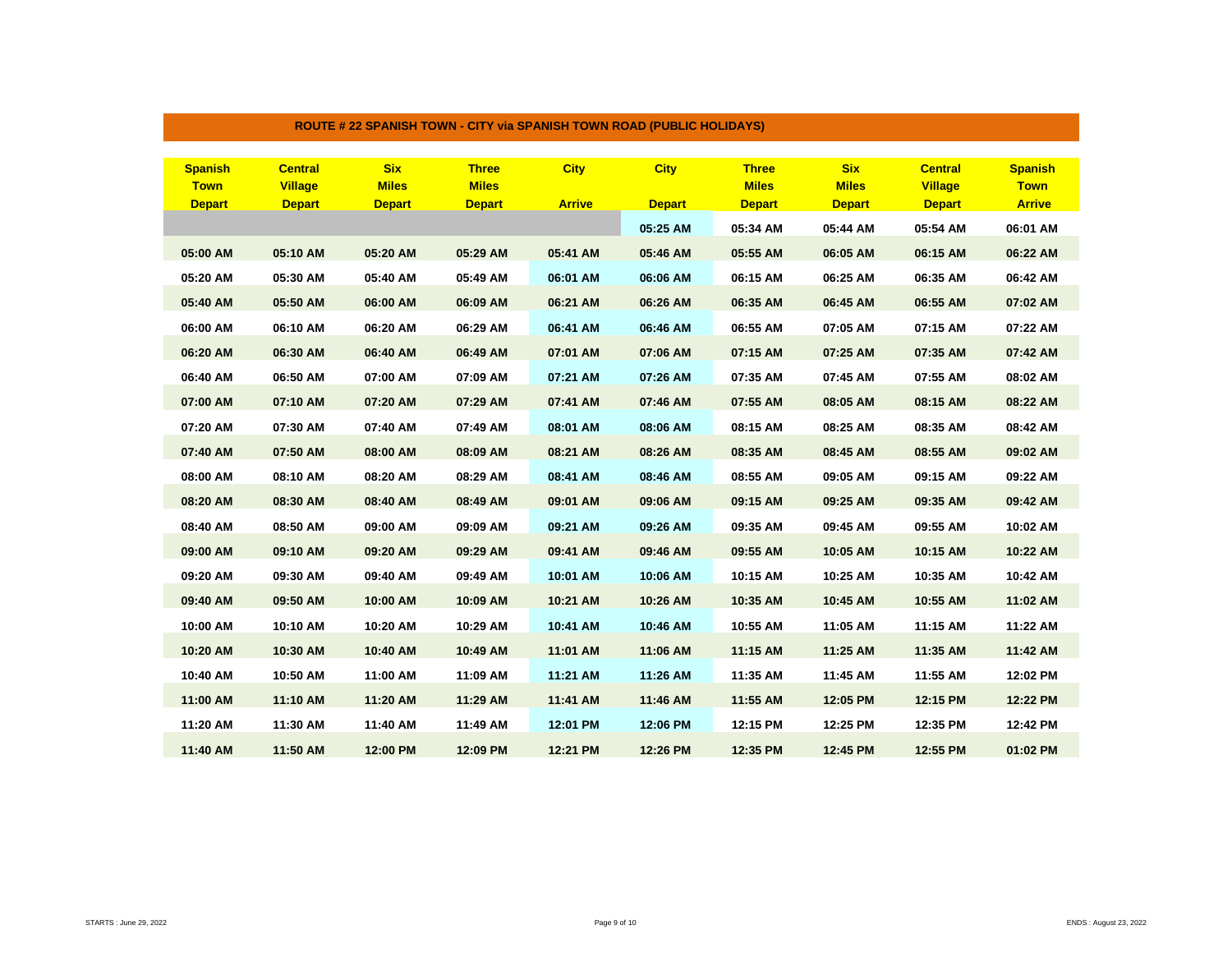## ROUTE # 22 SPANISH TOWN - CITY via SPANISH TOWN ROAD (PUBLIC HOLIDAYS)

| Spanish Town Depart | Central Village Depart | Six Miles Depart | Three Miles Depart | City Arrive | City Depart | Three Miles Depart | Six Miles Depart | Central Village Depart | Spanish Town Arrive |
|---|---|---|---|---|---|---|---|---|---|
| | | | | | 05:25 AM | 05:34 AM | 05:44 AM | 05:54 AM | 06:01 AM |
| 05:00 AM | 05:10 AM | 05:20 AM | 05:29 AM | 05:41 AM | 05:46 AM | 05:55 AM | 06:05 AM | 06:15 AM | 06:22 AM |
| 05:20 AM | 05:30 AM | 05:40 AM | 05:49 AM | 06:01 AM | 06:06 AM | 06:15 AM | 06:25 AM | 06:35 AM | 06:42 AM |
| 05:40 AM | 05:50 AM | 06:00 AM | 06:09 AM | 06:21 AM | 06:26 AM | 06:35 AM | 06:45 AM | 06:55 AM | 07:02 AM |
| 06:00 AM | 06:10 AM | 06:20 AM | 06:29 AM | 06:41 AM | 06:46 AM | 06:55 AM | 07:05 AM | 07:15 AM | 07:22 AM |
| 06:20 AM | 06:30 AM | 06:40 AM | 06:49 AM | 07:01 AM | 07:06 AM | 07:15 AM | 07:25 AM | 07:35 AM | 07:42 AM |
| 06:40 AM | 06:50 AM | 07:00 AM | 07:09 AM | 07:21 AM | 07:26 AM | 07:35 AM | 07:45 AM | 07:55 AM | 08:02 AM |
| 07:00 AM | 07:10 AM | 07:20 AM | 07:29 AM | 07:41 AM | 07:46 AM | 07:55 AM | 08:05 AM | 08:15 AM | 08:22 AM |
| 07:20 AM | 07:30 AM | 07:40 AM | 07:49 AM | 08:01 AM | 08:06 AM | 08:15 AM | 08:25 AM | 08:35 AM | 08:42 AM |
| 07:40 AM | 07:50 AM | 08:00 AM | 08:09 AM | 08:21 AM | 08:26 AM | 08:35 AM | 08:45 AM | 08:55 AM | 09:02 AM |
| 08:00 AM | 08:10 AM | 08:20 AM | 08:29 AM | 08:41 AM | 08:46 AM | 08:55 AM | 09:05 AM | 09:15 AM | 09:22 AM |
| 08:20 AM | 08:30 AM | 08:40 AM | 08:49 AM | 09:01 AM | 09:06 AM | 09:15 AM | 09:25 AM | 09:35 AM | 09:42 AM |
| 08:40 AM | 08:50 AM | 09:00 AM | 09:09 AM | 09:21 AM | 09:26 AM | 09:35 AM | 09:45 AM | 09:55 AM | 10:02 AM |
| 09:00 AM | 09:10 AM | 09:20 AM | 09:29 AM | 09:41 AM | 09:46 AM | 09:55 AM | 10:05 AM | 10:15 AM | 10:22 AM |
| 09:20 AM | 09:30 AM | 09:40 AM | 09:49 AM | 10:01 AM | 10:06 AM | 10:15 AM | 10:25 AM | 10:35 AM | 10:42 AM |
| 09:40 AM | 09:50 AM | 10:00 AM | 10:09 AM | 10:21 AM | 10:26 AM | 10:35 AM | 10:45 AM | 10:55 AM | 11:02 AM |
| 10:00 AM | 10:10 AM | 10:20 AM | 10:29 AM | 10:41 AM | 10:46 AM | 10:55 AM | 11:05 AM | 11:15 AM | 11:22 AM |
| 10:20 AM | 10:30 AM | 10:40 AM | 10:49 AM | 11:01 AM | 11:06 AM | 11:15 AM | 11:25 AM | 11:35 AM | 11:42 AM |
| 10:40 AM | 10:50 AM | 11:00 AM | 11:09 AM | 11:21 AM | 11:26 AM | 11:35 AM | 11:45 AM | 11:55 AM | 12:02 PM |
| 11:00 AM | 11:10 AM | 11:20 AM | 11:29 AM | 11:41 AM | 11:46 AM | 11:55 AM | 12:05 PM | 12:15 PM | 12:22 PM |
| 11:20 AM | 11:30 AM | 11:40 AM | 11:49 AM | 12:01 PM | 12:06 PM | 12:15 PM | 12:25 PM | 12:35 PM | 12:42 PM |
| 11:40 AM | 11:50 AM | 12:00 PM | 12:09 PM | 12:21 PM | 12:26 PM | 12:35 PM | 12:45 PM | 12:55 PM | 01:02 PM |

STARTS : June 29, 2022

ENDS : August 23, 2022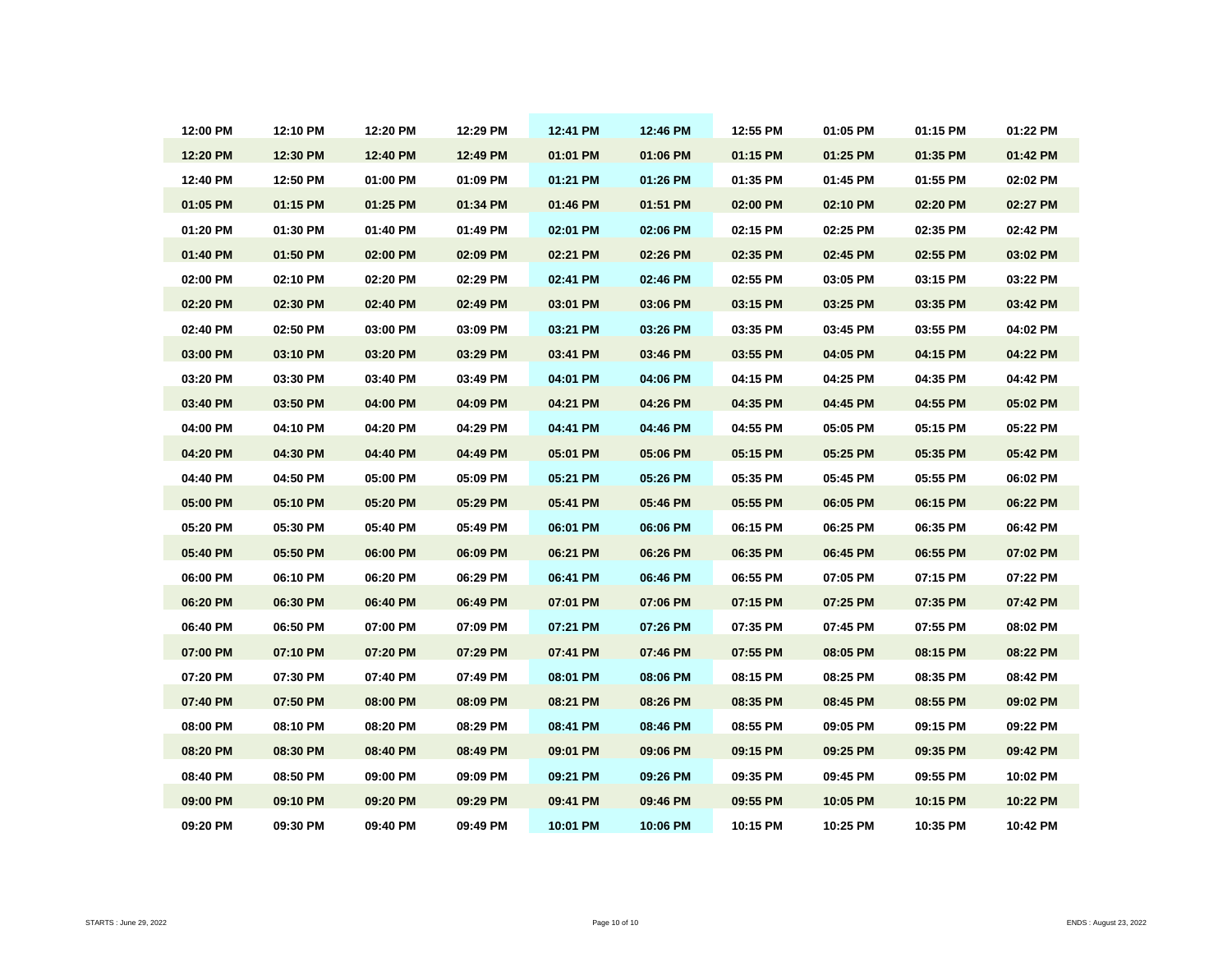| | | | | | | | | | |
|---|---|---|---|---|---|---|---|---|---|
| 12:00 PM | 12:10 PM | 12:20 PM | 12:29 PM | 12:41 PM | 12:46 PM | 12:55 PM | 01:05 PM | 01:15 PM | 01:22 PM |
| 12:20 PM | 12:30 PM | 12:40 PM | 12:49 PM | 01:01 PM | 01:06 PM | 01:15 PM | 01:25 PM | 01:35 PM | 01:42 PM |
| 12:40 PM | 12:50 PM | 01:00 PM | 01:09 PM | 01:21 PM | 01:26 PM | 01:35 PM | 01:45 PM | 01:55 PM | 02:02 PM |
| 01:05 PM | 01:15 PM | 01:25 PM | 01:34 PM | 01:46 PM | 01:51 PM | 02:00 PM | 02:10 PM | 02:20 PM | 02:27 PM |
| 01:20 PM | 01:30 PM | 01:40 PM | 01:49 PM | 02:01 PM | 02:06 PM | 02:15 PM | 02:25 PM | 02:35 PM | 02:42 PM |
| 01:40 PM | 01:50 PM | 02:00 PM | 02:09 PM | 02:21 PM | 02:26 PM | 02:35 PM | 02:45 PM | 02:55 PM | 03:02 PM |
| 02:00 PM | 02:10 PM | 02:20 PM | 02:29 PM | 02:41 PM | 02:46 PM | 02:55 PM | 03:05 PM | 03:15 PM | 03:22 PM |
| 02:20 PM | 02:30 PM | 02:40 PM | 02:49 PM | 03:01 PM | 03:06 PM | 03:15 PM | 03:25 PM | 03:35 PM | 03:42 PM |
| 02:40 PM | 02:50 PM | 03:00 PM | 03:09 PM | 03:21 PM | 03:26 PM | 03:35 PM | 03:45 PM | 03:55 PM | 04:02 PM |
| 03:00 PM | 03:10 PM | 03:20 PM | 03:29 PM | 03:41 PM | 03:46 PM | 03:55 PM | 04:05 PM | 04:15 PM | 04:22 PM |
| 03:20 PM | 03:30 PM | 03:40 PM | 03:49 PM | 04:01 PM | 04:06 PM | 04:15 PM | 04:25 PM | 04:35 PM | 04:42 PM |
| 03:40 PM | 03:50 PM | 04:00 PM | 04:09 PM | 04:21 PM | 04:26 PM | 04:35 PM | 04:45 PM | 04:55 PM | 05:02 PM |
| 04:00 PM | 04:10 PM | 04:20 PM | 04:29 PM | 04:41 PM | 04:46 PM | 04:55 PM | 05:05 PM | 05:15 PM | 05:22 PM |
| 04:20 PM | 04:30 PM | 04:40 PM | 04:49 PM | 05:01 PM | 05:06 PM | 05:15 PM | 05:25 PM | 05:35 PM | 05:42 PM |
| 04:40 PM | 04:50 PM | 05:00 PM | 05:09 PM | 05:21 PM | 05:26 PM | 05:35 PM | 05:45 PM | 05:55 PM | 06:02 PM |
| 05:00 PM | 05:10 PM | 05:20 PM | 05:29 PM | 05:41 PM | 05:46 PM | 05:55 PM | 06:05 PM | 06:15 PM | 06:22 PM |
| 05:20 PM | 05:30 PM | 05:40 PM | 05:49 PM | 06:01 PM | 06:06 PM | 06:15 PM | 06:25 PM | 06:35 PM | 06:42 PM |
| 05:40 PM | 05:50 PM | 06:00 PM | 06:09 PM | 06:21 PM | 06:26 PM | 06:35 PM | 06:45 PM | 06:55 PM | 07:02 PM |
| 06:00 PM | 06:10 PM | 06:20 PM | 06:29 PM | 06:41 PM | 06:46 PM | 06:55 PM | 07:05 PM | 07:15 PM | 07:22 PM |
| 06:20 PM | 06:30 PM | 06:40 PM | 06:49 PM | 07:01 PM | 07:06 PM | 07:15 PM | 07:25 PM | 07:35 PM | 07:42 PM |
| 06:40 PM | 06:50 PM | 07:00 PM | 07:09 PM | 07:21 PM | 07:26 PM | 07:35 PM | 07:45 PM | 07:55 PM | 08:02 PM |
| 07:00 PM | 07:10 PM | 07:20 PM | 07:29 PM | 07:41 PM | 07:46 PM | 07:55 PM | 08:05 PM | 08:15 PM | 08:22 PM |
| 07:20 PM | 07:30 PM | 07:40 PM | 07:49 PM | 08:01 PM | 08:06 PM | 08:15 PM | 08:25 PM | 08:35 PM | 08:42 PM |
| 07:40 PM | 07:50 PM | 08:00 PM | 08:09 PM | 08:21 PM | 08:26 PM | 08:35 PM | 08:45 PM | 08:55 PM | 09:02 PM |
| 08:00 PM | 08:10 PM | 08:20 PM | 08:29 PM | 08:41 PM | 08:46 PM | 08:55 PM | 09:05 PM | 09:15 PM | 09:22 PM |
| 08:20 PM | 08:30 PM | 08:40 PM | 08:49 PM | 09:01 PM | 09:06 PM | 09:15 PM | 09:25 PM | 09:35 PM | 09:42 PM |
| 08:40 PM | 08:50 PM | 09:00 PM | 09:09 PM | 09:21 PM | 09:26 PM | 09:35 PM | 09:45 PM | 09:55 PM | 10:02 PM |
| 09:00 PM | 09:10 PM | 09:20 PM | 09:29 PM | 09:41 PM | 09:46 PM | 09:55 PM | 10:05 PM | 10:15 PM | 10:22 PM |
| 09:20 PM | 09:30 PM | 09:40 PM | 09:49 PM | 10:01 PM | 10:06 PM | 10:15 PM | 10:25 PM | 10:35 PM | 10:42 PM |

STARTS : June 29, 2022

ENDS : August 23, 2022